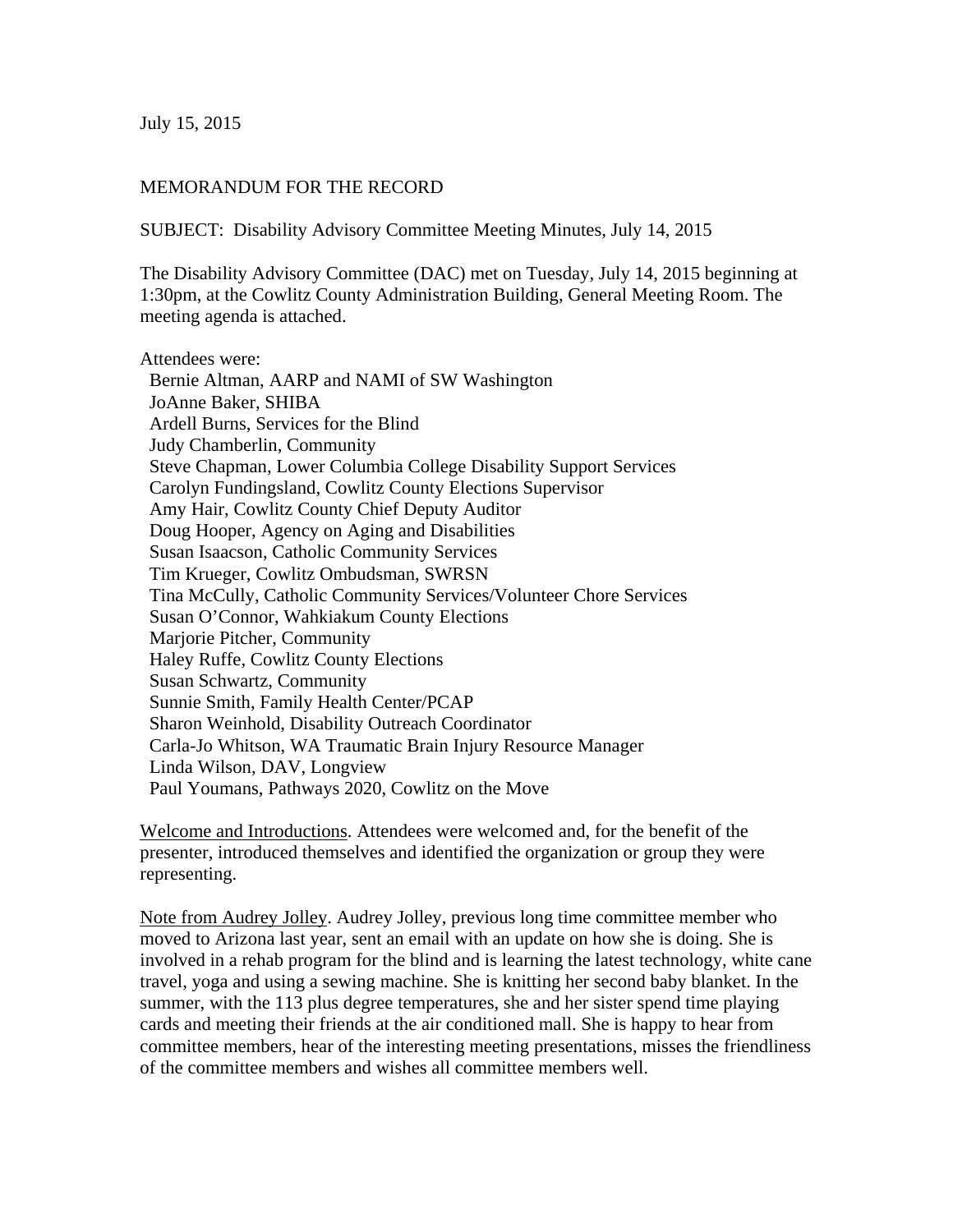July 15, 2015

MEMORANDUM FOR THE RECORD

SUBJECT: Disability Advisory Committee Meeting Minutes, July 14, 2015

The Disability Advisory Committee (DAC) met on Tuesday, July 14, 2015 beginning at 1:30pm, at the Cowlitz County Administration Building, General Meeting Room. The meeting agenda is attached.

Attendees were:
- Bernie Altman, AARP and NAMI of SW Washington
- JoAnne Baker, SHIBA
- Ardell Burns, Services for the Blind
- Judy Chamberlin, Community
- Steve Chapman, Lower Columbia College Disability Support Services
- Carolyn Fundingsland, Cowlitz County Elections Supervisor
- Amy Hair, Cowlitz County Chief Deputy Auditor
- Doug Hooper, Agency on Aging and Disabilities
- Susan Isaacson, Catholic Community Services
- Tim Krueger, Cowlitz Ombudsman, SWRSN
- Tina McCully, Catholic Community Services/Volunteer Chore Services
- Susan O'Connor, Wahkiakum County Elections
- Marjorie Pitcher, Community
- Haley Ruffe, Cowlitz County Elections
- Susan Schwartz, Community
- Sunnie Smith, Family Health Center/PCAP
- Sharon Weinhold, Disability Outreach Coordinator
- Carla-Jo Whitson, WA Traumatic Brain Injury Resource Manager
- Linda Wilson, DAV, Longview
- Paul Youmans, Pathways 2020, Cowlitz on the Move

<u>Welcome and Introductions</u>. Attendees were welcomed and, for the benefit of the presenter, introduced themselves and identified the organization or group they were representing.

<u>Note from Audrey Jolley</u>. Audrey Jolley, previous long time committee member who moved to Arizona last year, sent an email with an update on how she is doing. She is involved in a rehab program for the blind and is learning the latest technology, white cane travel, yoga and using a sewing machine. She is knitting her second baby blanket. In the summer, with the 113 plus degree temperatures, she and her sister spend time playing cards and meeting their friends at the air conditioned mall. She is happy to hear from committee members, hear of the interesting meeting presentations, misses the friendliness of the committee members and wishes all committee members well.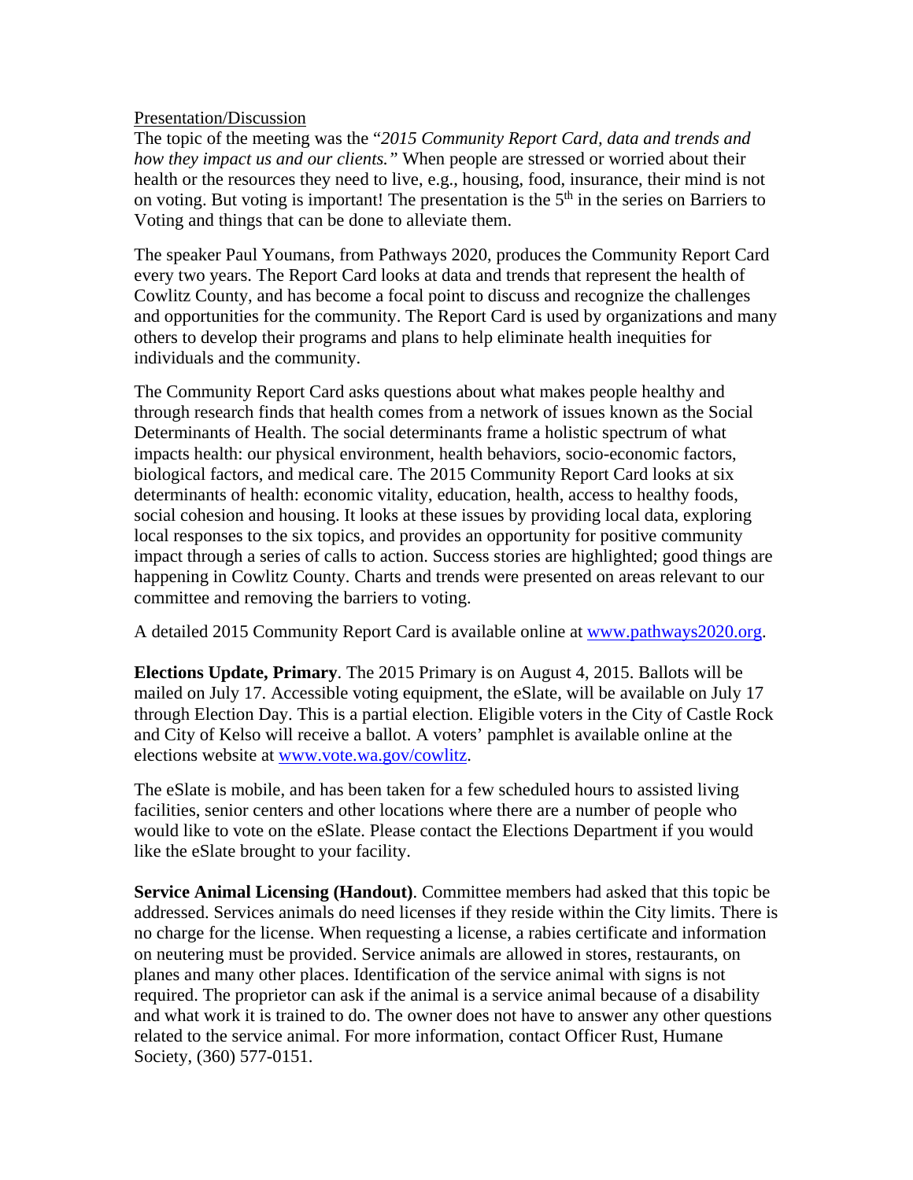Presentation/Discussion

The topic of the meeting was the "*2015 Community Report Card, data and trends and how they impact us and our clients.*" When people are stressed or worried about their health or the resources they need to live, e.g., housing, food, insurance, their mind is not on voting. But voting is important! The presentation is the 5th in the series on Barriers to Voting and things that can be done to alleviate them.

The speaker Paul Youmans, from Pathways 2020, produces the Community Report Card every two years. The Report Card looks at data and trends that represent the health of Cowlitz County, and has become a focal point to discuss and recognize the challenges and opportunities for the community. The Report Card is used by organizations and many others to develop their programs and plans to help eliminate health inequities for individuals and the community.

The Community Report Card asks questions about what makes people healthy and through research finds that health comes from a network of issues known as the Social Determinants of Health. The social determinants frame a holistic spectrum of what impacts health: our physical environment, health behaviors, socio-economic factors, biological factors, and medical care. The 2015 Community Report Card looks at six determinants of health: economic vitality, education, health, access to healthy foods, social cohesion and housing. It looks at these issues by providing local data, exploring local responses to the six topics, and provides an opportunity for positive community impact through a series of calls to action. Success stories are highlighted; good things are happening in Cowlitz County. Charts and trends were presented on areas relevant to our committee and removing the barriers to voting.

A detailed 2015 Community Report Card is available online at www.pathways2020.org.

**Elections Update, Primary**. The 2015 Primary is on August 4, 2015. Ballots will be mailed on July 17. Accessible voting equipment, the eSlate, will be available on July 17 through Election Day. This is a partial election. Eligible voters in the City of Castle Rock and City of Kelso will receive a ballot. A voters' pamphlet is available online at the elections website at www.vote.wa.gov/cowlitz.

The eSlate is mobile, and has been taken for a few scheduled hours to assisted living facilities, senior centers and other locations where there are a number of people who would like to vote on the eSlate. Please contact the Elections Department if you would like the eSlate brought to your facility.

**Service Animal Licensing (Handout)**. Committee members had asked that this topic be addressed. Services animals do need licenses if they reside within the City limits. There is no charge for the license. When requesting a license, a rabies certificate and information on neutering must be provided. Service animals are allowed in stores, restaurants, on planes and many other places. Identification of the service animal with signs is not required. The proprietor can ask if the animal is a service animal because of a disability and what work it is trained to do. The owner does not have to answer any other questions related to the service animal. For more information, contact Officer Rust, Humane Society, (360) 577-0151.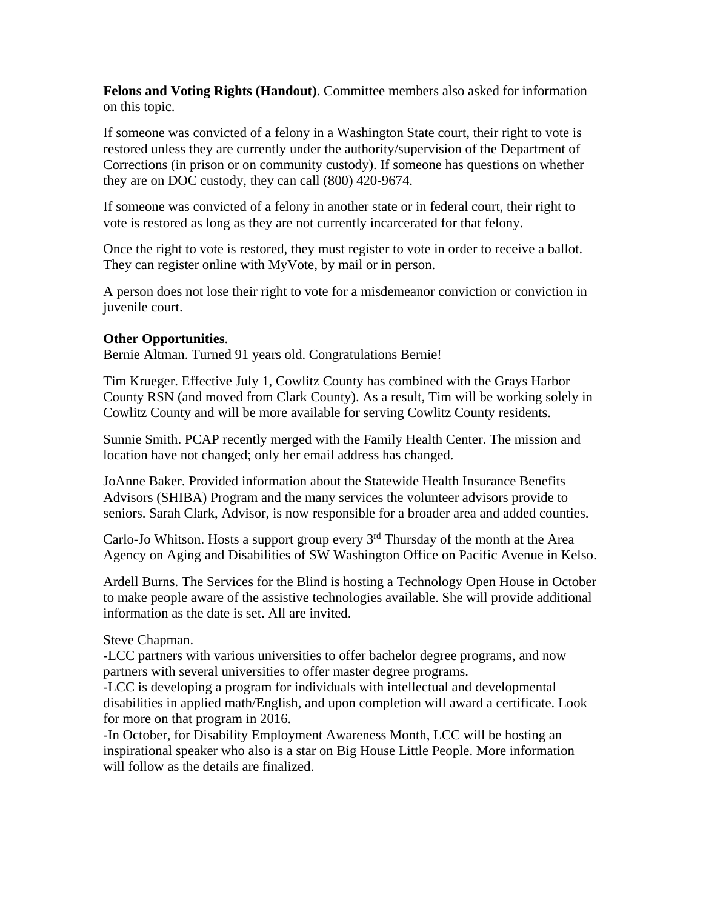**Felons and Voting Rights (Handout)**. Committee members also asked for information on this topic.

If someone was convicted of a felony in a Washington State court, their right to vote is restored unless they are currently under the authority/supervision of the Department of Corrections (in prison or on community custody). If someone has questions on whether they are on DOC custody, they can call (800) 420-9674.

If someone was convicted of a felony in another state or in federal court, their right to vote is restored as long as they are not currently incarcerated for that felony.

Once the right to vote is restored, they must register to vote in order to receive a ballot. They can register online with MyVote, by mail or in person.

A person does not lose their right to vote for a misdemeanor conviction or conviction in juvenile court.

**Other Opportunities**.
Bernie Altman. Turned 91 years old. Congratulations Bernie!

Tim Krueger. Effective July 1, Cowlitz County has combined with the Grays Harbor County RSN (and moved from Clark County). As a result, Tim will be working solely in Cowlitz County and will be more available for serving Cowlitz County residents.

Sunnie Smith. PCAP recently merged with the Family Health Center. The mission and location have not changed; only her email address has changed.

JoAnne Baker. Provided information about the Statewide Health Insurance Benefits Advisors (SHIBA) Program and the many services the volunteer advisors provide to seniors. Sarah Clark, Advisor, is now responsible for a broader area and added counties.

Carlo-Jo Whitson. Hosts a support group every 3rd Thursday of the month at the Area Agency on Aging and Disabilities of SW Washington Office on Pacific Avenue in Kelso.

Ardell Burns. The Services for the Blind is hosting a Technology Open House in October to make people aware of the assistive technologies available. She will provide additional information as the date is set. All are invited.

Steve Chapman.
-LCC partners with various universities to offer bachelor degree programs, and now partners with several universities to offer master degree programs.
-LCC is developing a program for individuals with intellectual and developmental disabilities in applied math/English, and upon completion will award a certificate. Look for more on that program in 2016.
-In October, for Disability Employment Awareness Month, LCC will be hosting an inspirational speaker who also is a star on Big House Little People. More information will follow as the details are finalized.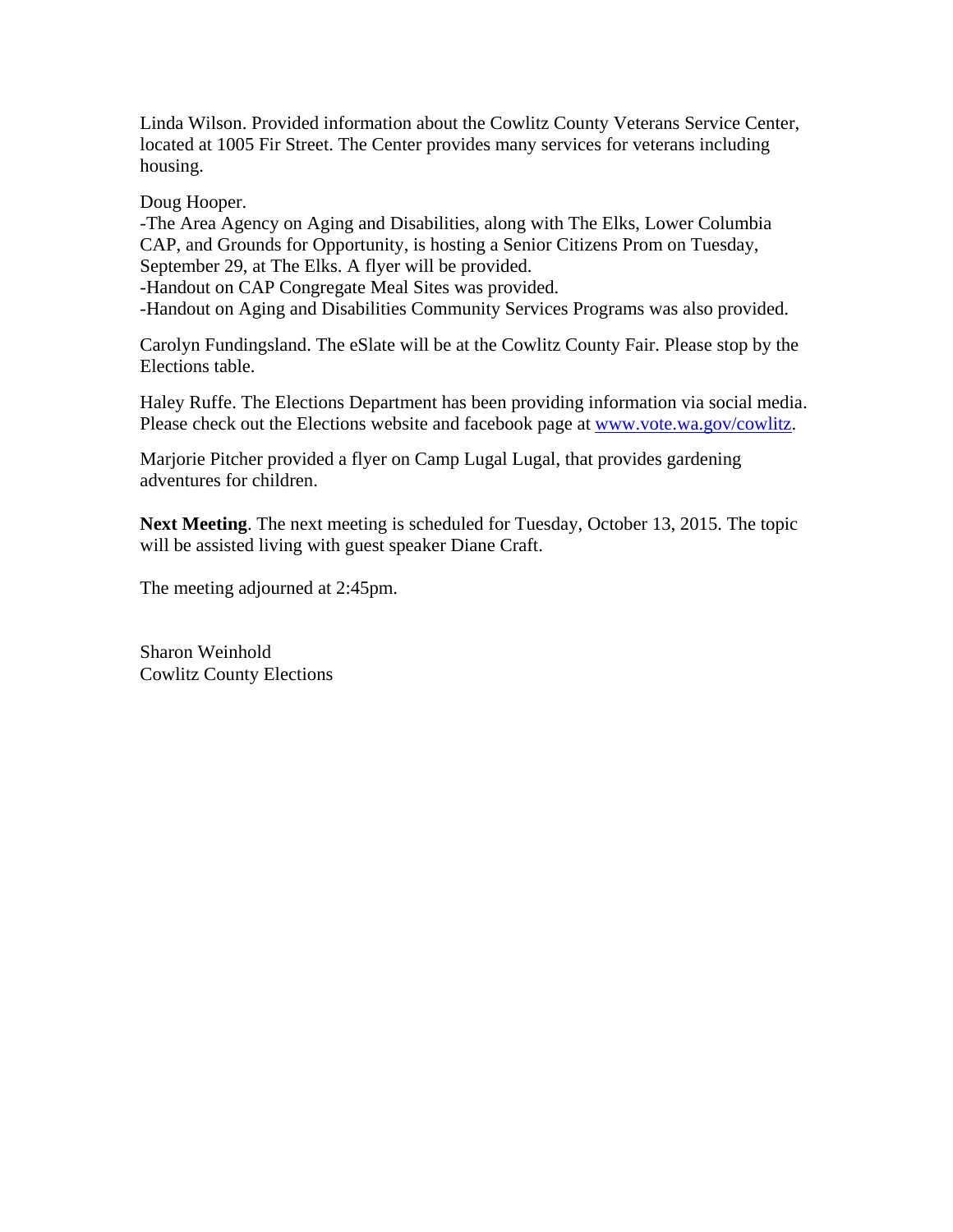Linda Wilson. Provided information about the Cowlitz County Veterans Service Center, located at 1005 Fir Street. The Center provides many services for veterans including housing.

Doug Hooper.
-The Area Agency on Aging and Disabilities, along with The Elks, Lower Columbia CAP, and Grounds for Opportunity, is hosting a Senior Citizens Prom on Tuesday, September 29, at The Elks. A flyer will be provided.
-Handout on CAP Congregate Meal Sites was provided.
-Handout on Aging and Disabilities Community Services Programs was also provided.

Carolyn Fundingsland. The eSlate will be at the Cowlitz County Fair. Please stop by the Elections table.

Haley Ruffe. The Elections Department has been providing information via social media. Please check out the Elections website and facebook page at [www.vote.wa.gov/cowlitz](www.vote.wa.gov/cowlitz).

Marjorie Pitcher provided a flyer on Camp Lugal Lugal, that provides gardening adventures for children.

**Next Meeting**. The next meeting is scheduled for Tuesday, October 13, 2015. The topic will be assisted living with guest speaker Diane Craft.

The meeting adjourned at 2:45pm.

Sharon Weinhold
Cowlitz County Elections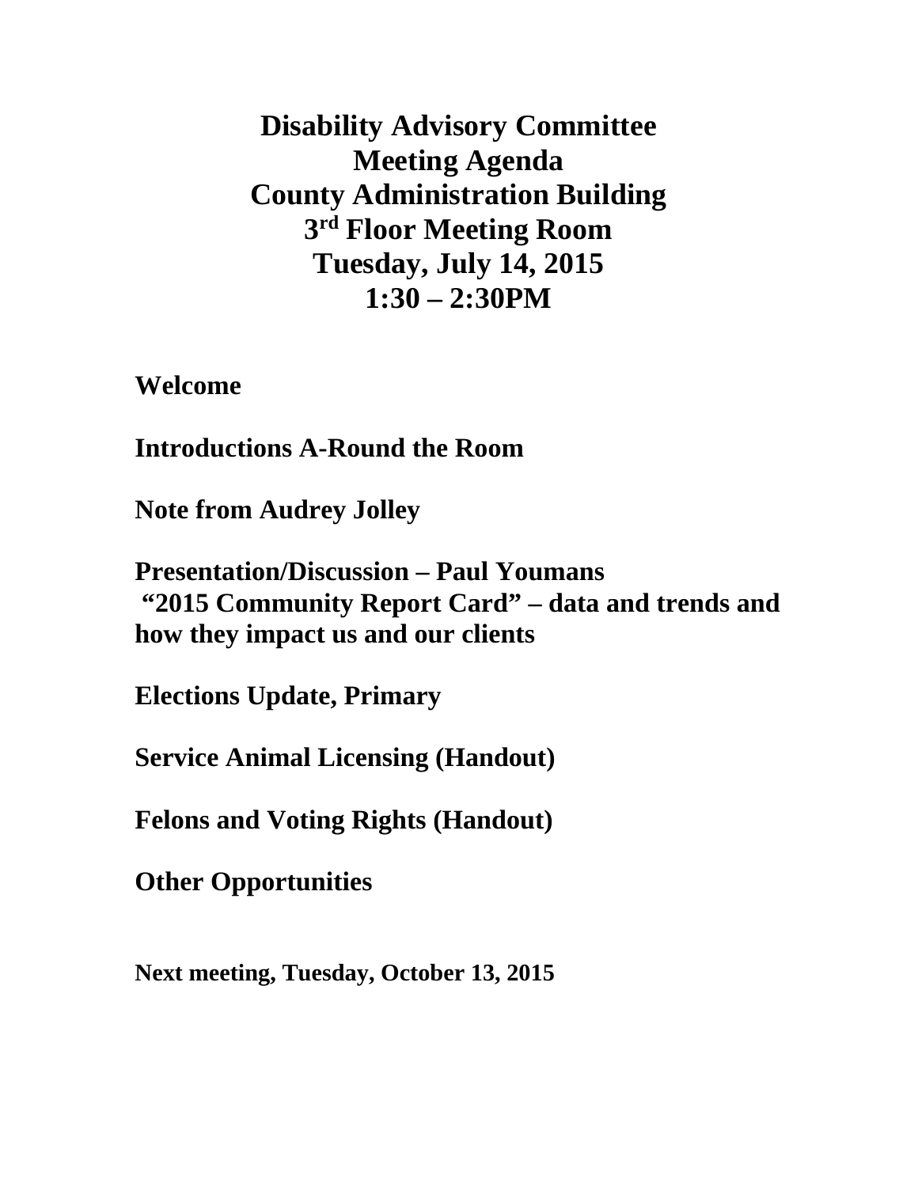# Disability Advisory Committee Meeting Agenda County Administration Building 3rd Floor Meeting Room Tuesday, July 14, 2015 1:30 – 2:30PM

**Welcome**

**Introductions A-Round the Room**

**Note from Audrey Jolley**

**Presentation/Discussion – Paul Youmans**
**"2015 Community Report Card" – data and trends and how they impact us and our clients**

**Elections Update, Primary**

**Service Animal Licensing (Handout)**

**Felons and Voting Rights (Handout)**

**Other Opportunities**

**Next meeting, Tuesday, October 13, 2015**